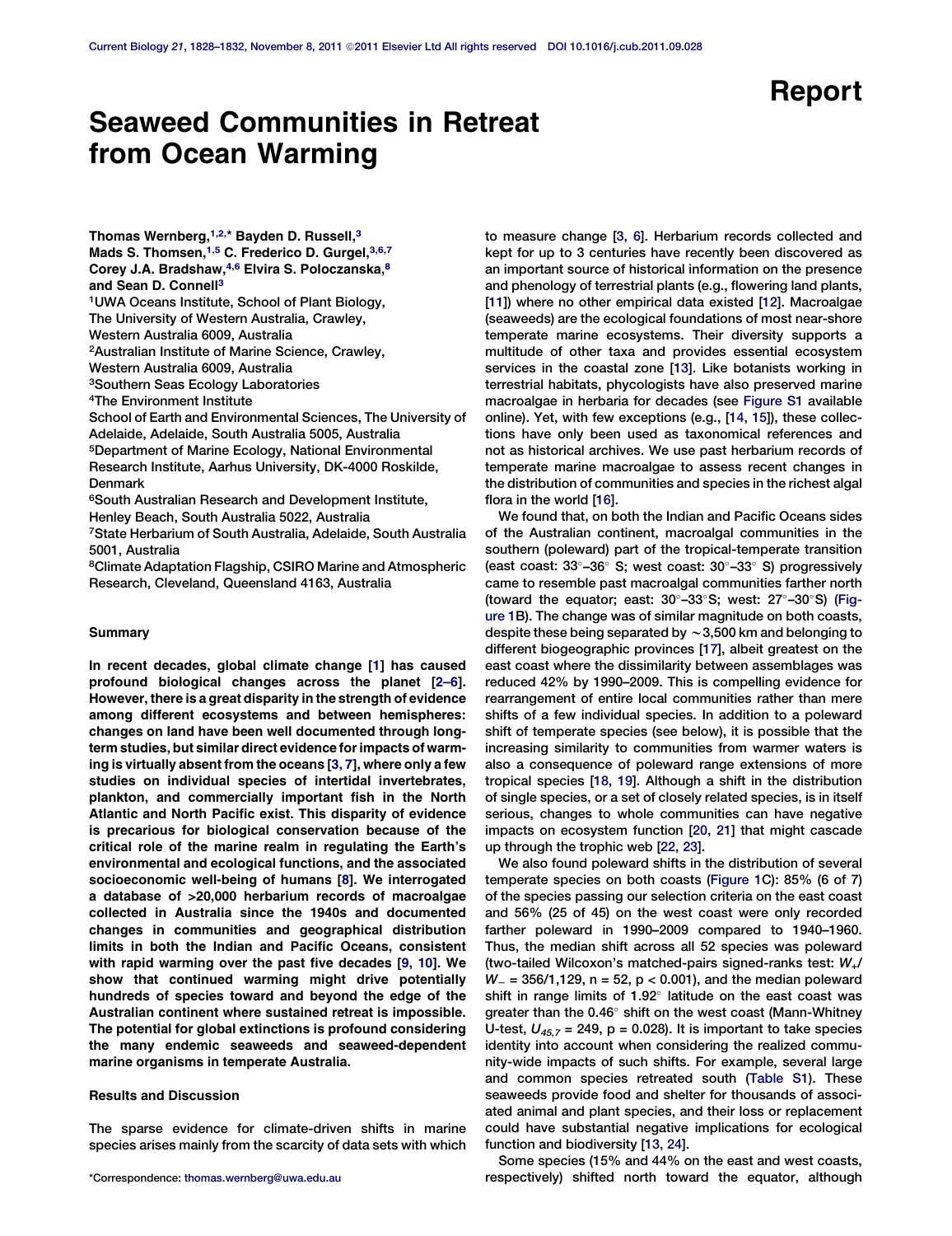Report

# Seaweed Communities in Retreat from Ocean Warming

Thomas Wernberg,[1,2,*] Bayden D. Russell,[3] Mads S. Thomsen,[1,5] C. Frederico D. Gurgel,[3,6,7] Corey J.A. Bradshaw,[4,6] Elvira S. Poloczanska,[8] and Sean D. Connell[3]

[1]UWA Oceans Institute, School of Plant Biology, The University of Western Australia, Crawley, Western Australia 6009, Australia
[2]Australian Institute of Marine Science, Crawley, Western Australia 6009, Australia
[3]Southern Seas Ecology Laboratories
[4]The Environment Institute
School of Earth and Environmental Sciences, The University of Adelaide, Adelaide, South Australia 5005, Australia
[5]Department of Marine Ecology, National Environmental Research Institute, Aarhus University, DK-4000 Roskilde, Denmark
[6]South Australian Research and Development Institute, Henley Beach, South Australia 5022, Australia
[7]State Herbarium of South Australia, Adelaide, South Australia 5001, Australia
[8]Climate Adaptation Flagship, CSIRO Marine and Atmospheric Research, Cleveland, Queensland 4163, Australia

## Summary

**In recent decades, global climate change [1] has caused profound biological changes across the planet [2–6]. However, there is a great disparity in the strength of evidence among different ecosystems and between hemispheres: changes on land have been well documented through long-term studies, but similar direct evidence for impacts of warming is virtually absent from the oceans [3, 7], where only a few studies on individual species of intertidal invertebrates, plankton, and commercially important fish in the North Atlantic and North Pacific exist. This disparity of evidence is precarious for biological conservation because of the critical role of the marine realm in regulating the Earth's environmental and ecological functions, and the associated socioeconomic well-being of humans [8]. We interrogated a database of >20,000 herbarium records of macroalgae collected in Australia since the 1940s and documented changes in communities and geographical distribution limits in both the Indian and Pacific Oceans, consistent with rapid warming over the past five decades [9, 10]. We show that continued warming might drive potentially hundreds of species toward and beyond the edge of the Australian continent where sustained retreat is impossible. The potential for global extinctions is profound considering the many endemic seaweeds and seaweed-dependent marine organisms in temperate Australia.**

## Results and Discussion

The sparse evidence for climate-driven shifts in marine species arises mainly from the scarcity of data sets with which to measure change [3, 6]. Herbarium records collected and kept for up to 3 centuries have recently been discovered as an important source of historical information on the presence and phenology of terrestrial plants (e.g., flowering land plants, [11]) where no other empirical data existed [12]. Macroalgae (seaweeds) are the ecological foundations of most near-shore temperate marine ecosystems. Their diversity supports a multitude of other taxa and provides essential ecosystem services in the coastal zone [13]. Like botanists working in terrestrial habitats, phycologists have also preserved marine macroalgae in herbaria for decades (see Figure S1 available online). Yet, with few exceptions (e.g., [14, 15]), these collections have only been used as taxonomical references and not as historical archives. We use past herbarium records of temperate marine macroalgae to assess recent changes in the distribution of communities and species in the richest algal flora in the world [16].

We found that, on both the Indian and Pacific Oceans sides of the Australian continent, macroalgal communities in the southern (poleward) part of the tropical-temperate transition (east coast: 33°–36° S; west coast: 30°–33° S) progressively came to resemble past macroalgal communities farther north (toward the equator; east: 30°–33°S; west: 27°–30°S) (Figure 1B). The change was of similar magnitude on both coasts, despite these being separated by ~3,500 km and belonging to different biogeographic provinces [17], albeit greatest on the east coast where the dissimilarity between assemblages was reduced 42% by 1990–2009. This is compelling evidence for rearrangement of entire local communities rather than mere shifts of a few individual species. In addition to a poleward shift of temperate species (see below), it is possible that the increasing similarity to communities from warmer waters is also a consequence of poleward range extensions of more tropical species [18, 19]. Although a shift in the distribution of single species, or a set of closely related species, is in itself serious, changes to whole communities can have negative impacts on ecosystem function [20, 21] that might cascade up through the trophic web [22, 23].

We also found poleward shifts in the distribution of several temperate species on both coasts (Figure 1C): 85% (6 of 7) of the species passing our selection criteria on the east coast and 56% (25 of 45) on the west coast were only recorded farther poleward in 1990–2009 compared to 1940–1960. Thus, the median shift across all 52 species was poleward (two-tailed Wilcoxon's matched-pairs signed-ranks test: $W_+/W_- = 356/1{,}129$, $n = 52$, $p < 0.001$), and the median poleward shift in range limits of 1.92° latitude on the east coast was greater than the 0.46° shift on the west coast (Mann-Whitney U-test, $U_{45,7} = 249$, $p = 0.028$). It is important to take species identity into account when considering the realized community-wide impacts of such shifts. For example, several large and common species retreated south (Table S1). These seaweeds provide food and shelter for thousands of associated animal and plant species, and their loss or replacement could have substantial negative implications for ecological function and biodiversity [13, 24].

Some species (15% and 44% on the east and west coasts, respectively) shifted north toward the equator, although

*Correspondence: thomas.wernberg@uwa.edu.au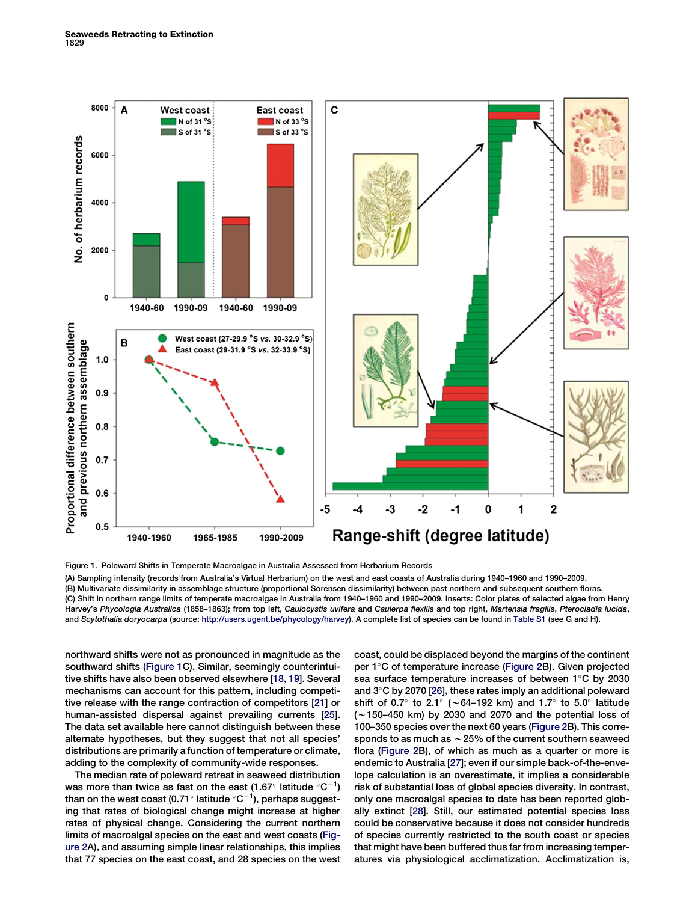Figure 1. Poleward Shifts in Temperate Macroalgae in Australia Assessed from Herbarium Records

(A) Sampling intensity (records from Australia's Virtual Herbarium) on the west and east coasts of Australia during 1940–1960 and 1990–2009.

(B) Multivariate dissimilarity in assemblage structure (proportional Sorensen dissimilarity) between past northern and subsequent southern floras.

(C) Shift in northern range limits of temperate macroalgae in Australia from 1940–1960 and 1990–2009. Inserts: Color plates of selected algae from Henry Harvey's *Phycologia Australica* (1858–1863); from top left, *Caulocystis uvifera* and *Caulerpa flexilis* and top right, *Martensia fragilis*, *Pterocladia lucida*, and *Scytothalia doryocarpa* (source: http://users.ugent.be/phycology/harvey). A complete list of species can be found in Table S1 (see G and H).

northward shifts were not as pronounced in magnitude as the southward shifts (Figure 1C). Similar, seemingly counterintuitive shifts have also been observed elsewhere [18, 19]. Several mechanisms can account for this pattern, including competitive release with the range contraction of competitors [21] or human-assisted dispersal against prevailing currents [25]. The data set available here cannot distinguish between these alternate hypotheses, but they suggest that not all species' distributions are primarily a function of temperature or climate, adding to the complexity of community-wide responses.

The median rate of poleward retreat in seaweed distribution was more than twice as fast on the east coast (1.67° latitude $^{\circ}C^{-1}$) than on the west coast (0.71° latitude $^{\circ}C^{-1}$), perhaps suggesting that rates of biological change might increase at higher rates of physical change. Considering the current northern limits of macroalgal species on the east and west coasts (Figure 2A), and assuming simple linear relationships, this implies that 77 species on the east coast, and 28 species on the west coast, could be displaced beyond the margins of the continent per 1°C of temperature increase (Figure 2B). Given projected sea surface temperature increases of between 1°C by 2030 and 3°C by 2070 [26], these rates imply an additional poleward shift of 0.7° to 2.1° (~64–192 km) and 1.7° to 5.0° latitude (~150–450 km) by 2030 and 2070 and the potential loss of 100–350 species over the next 60 years (Figure 2B). This corresponds to as much as ~25% of the current southern seaweed flora (Figure 2B), of which as much as a quarter or more is endemic to Australia [27]; even if our simple back-of-the-envelope calculation is an overestimate, it implies a considerable risk of substantial loss of global species diversity. In contrast, only one macroalgal species to date has been reported globally extinct [28]. Still, our estimated potential species loss could be conservative because it does not consider hundreds of species currently restricted to the south coast or species that might have been buffered thus far from increasing temperatures via physiological acclimatization. Acclimatization is,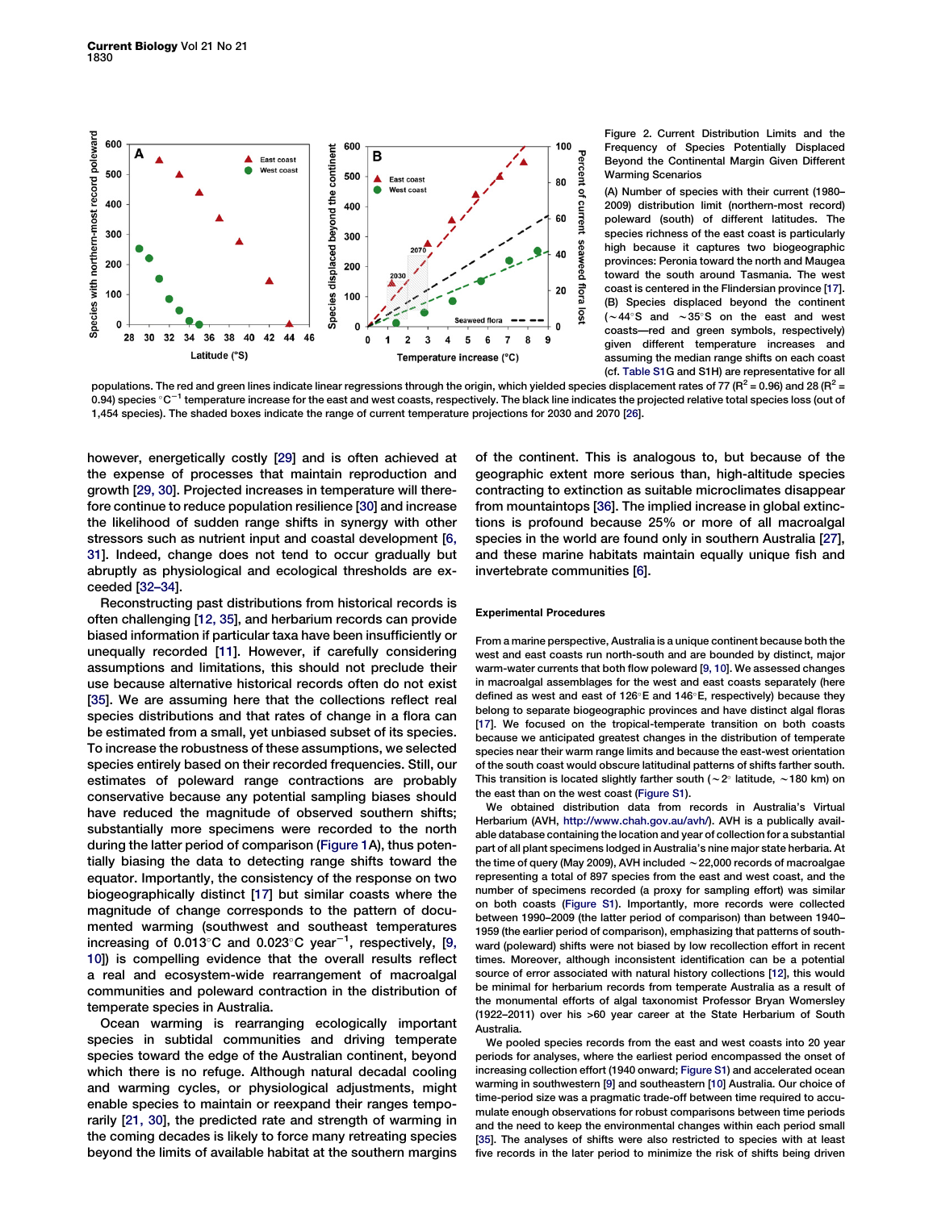Figure 2. Current Distribution Limits and the Frequency of Species Potentially Displaced Beyond the Continental Margin Given Different Warming Scenarios

(A) Number of species with their current (1980–2009) distribution limit (northern-most record) poleward (south) of different latitudes. The species richness of the east coast is particularly high because it captures two biogeographic provinces: Peronia toward the north and Maugea toward the south around Tasmania. The west coast is centered in the Flindersian province [17].

(B) Species displaced beyond the continent (~44°S and ~35°S on the east and west coasts—red and green symbols, respectively) given different temperature increases and assuming the median range shifts on each coast (cf. Table S1G and S1H) are representative for all populations. The red and green lines indicate linear regressions through the origin, which yielded species displacement rates of 77 ($R^2$ = 0.96) and 28 ($R^2$ = 0.94) species °C$^{-1}$ temperature increase for the east and west coasts, respectively. The black line indicates the projected relative total species loss (out of 1,454 species). The shaded boxes indicate the range of current temperature projections for 2030 and 2070 [26].

however, energetically costly [29] and is often achieved at the expense of processes that maintain reproduction and growth [29, 30]. Projected increases in temperature will therefore continue to reduce population resilience [30] and increase the likelihood of sudden range shifts in synergy with other stressors such as nutrient input and coastal development [6, 31]. Indeed, change does not tend to occur gradually but abruptly as physiological and ecological thresholds are exceeded [32–34].

Reconstructing past distributions from historical records is often challenging [12, 35], and herbarium records can provide biased information if particular taxa have been insufficiently or unequally recorded [11]. However, if carefully considering assumptions and limitations, this should not preclude their use because alternative historical records often do not exist [35]. We are assuming here that the collections reflect real species distributions and that rates of change in a flora can be estimated from a small, yet unbiased subset of its species. To increase the robustness of these assumptions, we selected species entirely based on their recorded frequencies. Still, our estimates of poleward range contractions are probably conservative because any potential sampling biases should have reduced the magnitude of observed southern shifts; substantially more specimens were recorded to the north during the latter period of comparison (Figure 1A), thus potentially biasing the data to detecting range shifts toward the equator. Importantly, the consistency of the response on two biogeographically distinct [17] but similar coasts where the magnitude of change corresponds to the pattern of documented warming (southwest and southeast temperatures increasing of 0.013°C and 0.023°C year$^{-1}$, respectively, [9, 10]) is compelling evidence that the overall results reflect a real and ecosystem-wide rearrangement of macroalgal communities and poleward contraction in the distribution of temperate species in Australia.

Ocean warming is rearranging ecologically important species in subtidal communities and driving temperate species toward the edge of the Australian continent, beyond which there is no refuge. Although natural decadal cooling and warming cycles, or physiological adjustments, might enable species to maintain or reexpand their ranges temporarily [21, 30], the predicted rate and strength of warming in the coming decades is likely to force many retreating species beyond the limits of available habitat at the southern margins of the continent. This is analogous to, but because of the geographic extent more serious than, high-altitude species contracting to extinction as suitable microclimates disappear from mountaintops [36]. The implied increase in global extinctions is profound because 25% or more of all macroalgal species in the world are found only in southern Australia [27], and these marine habitats maintain equally unique fish and invertebrate communities [6].

## Experimental Procedures

From a marine perspective, Australia is a unique continent because both the west and east coasts run north-south and are bounded by distinct, major warm-water currents that both flow poleward [9, 10]. We assessed changes in macroalgal assemblages for the west and east coasts separately (here defined as west and east of 126°E and 146°E, respectively) because they belong to separate biogeographic provinces and have distinct algal floras [17]. We focused on the tropical-temperate transition on both coasts because we anticipated greatest changes in the distribution of temperate species near their warm range limits and because the east-west orientation of the south coast would obscure latitudinal patterns of shifts farther south. This transition is located slightly farther south (~2° latitude, ~180 km) on the east than on the west coast (Figure S1).

We obtained distribution data from records in Australia's Virtual Herbarium (AVH, http://www.chah.gov.au/avh/). AVH is a publically available database containing the location and year of collection for a substantial part of all plant specimens lodged in Australia's nine major state herbaria. At the time of query (May 2009), AVH included ~22,000 records of macroalgae representing a total of 897 species from the east and west coast, and the number of specimens recorded (a proxy for sampling effort) was similar on both coasts (Figure S1). Importantly, more records were collected between 1990–2009 (the latter period of comparison) than between 1940–1959 (the earlier period of comparison), emphasizing that patterns of southward (poleward) shifts were not biased by low recollection effort in recent times. Moreover, although inconsistent identification can be a potential source of error associated with natural history collections [12], this would be minimal for herbarium records from temperate Australia as a result of the monumental efforts of algal taxonomist Professor Bryan Womersley (1922–2011) over his >60 year career at the State Herbarium of South Australia.

We pooled species records from the east and west coasts into 20 year periods for analyses, where the earliest period encompassed the onset of increasing collection effort (1940 onward; Figure S1) and accelerated ocean warming in southwestern [9] and southeastern [10] Australia. Our choice of time-period size was a pragmatic trade-off between time required to accumulate enough observations for robust comparisons between time periods and the need to keep the environmental changes within each period small [35]. The analyses of shifts were also restricted to species with at least five records in the later period to minimize the risk of shifts being driven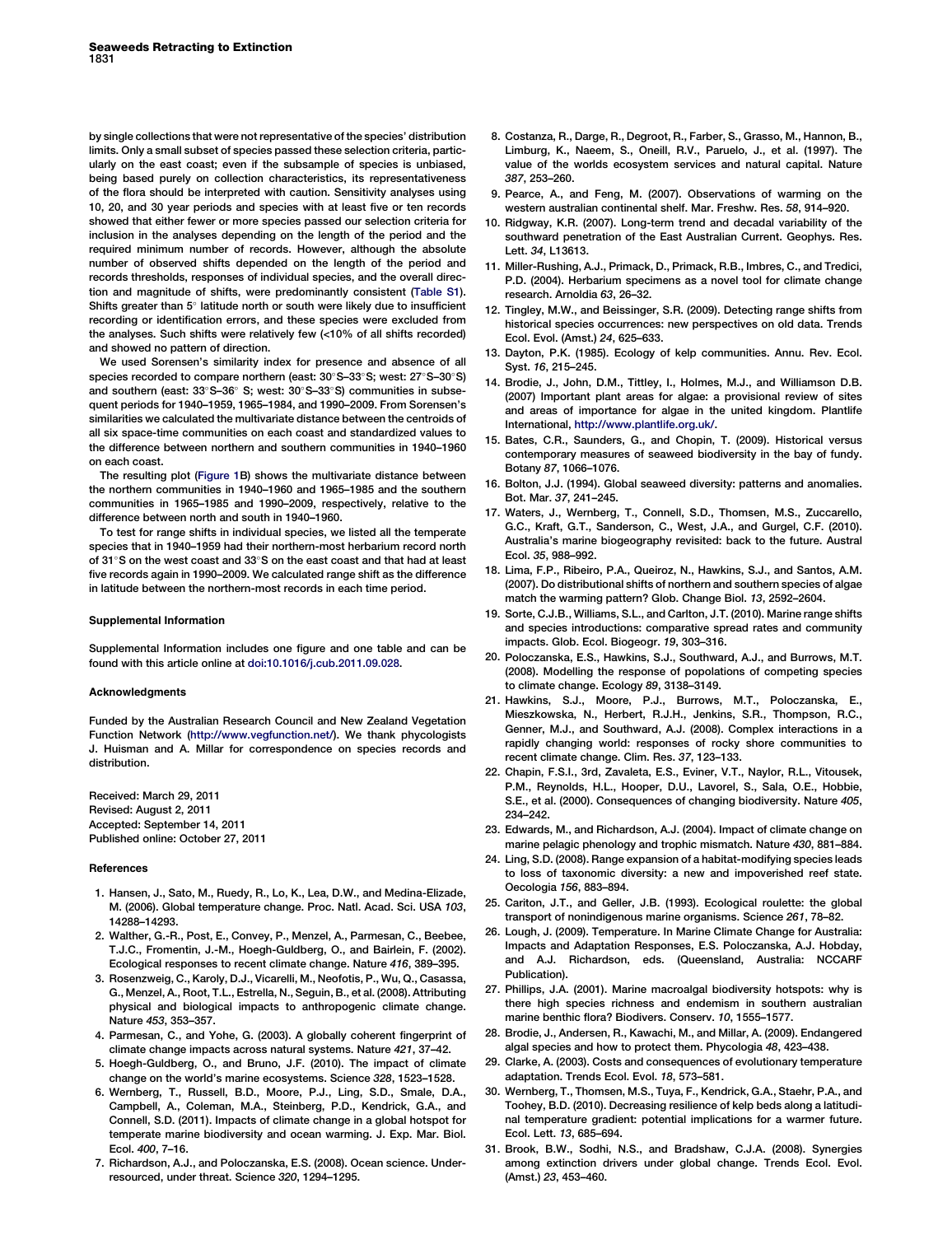by single collections that were not representative of the species' distribution limits. Only a small subset of species passed these selection criteria, particularly on the east coast; even if the subsample of species is unbiased, being based purely on collection characteristics, its representativeness of the flora should be interpreted with caution. Sensitivity analyses using 10, 20, and 30 year periods and species with at least five or ten records showed that either fewer or more species passed our selection criteria for inclusion in the analyses depending on the length of the period and the required minimum number of records. However, although the absolute number of observed shifts depended on the length of the period and records thresholds, responses of individual species, and the overall direction and magnitude of shifts, were predominantly consistent (Table S1). Shifts greater than 5° latitude north or south were likely due to insufficient recording or identification errors, and these species were excluded from the analyses. Such shifts were relatively few (<10% of all shifts recorded) and showed no pattern of direction.

We used Sorensen's similarity index for presence and absence of all species recorded to compare northern (east: 30°S–33°S; west: 27°S–30°S) and southern (east: 33°S–36° S; west: 30°S–33°S) communities in subsequent periods for 1940–1959, 1965–1984, and 1990–2009. From Sorensen's similarities we calculated the multivariate distance between the centroids of all six space-time communities on each coast and standardized values to the difference between northern and southern communities in 1940–1960 on each coast.

The resulting plot (Figure 1B) shows the multivariate distance between the northern communities in 1940–1960 and 1965–1985 and the southern communities in 1965–1985 and 1990–2009, respectively, relative to the difference between north and south in 1940–1960.

To test for range shifts in individual species, we listed all the temperate species that in 1940–1959 had their northern-most herbarium record north of 31°S on the west coast and 33°S on the east coast and that had at least five records again in 1990–2009. We calculated range shift as the difference in latitude between the northern-most records in each time period.

### Supplemental Information

Supplemental Information includes one figure and one table and can be found with this article online at doi:10.1016/j.cub.2011.09.028.

### Acknowledgments

Funded by the Australian Research Council and New Zealand Vegetation Function Network (http://www.vegfunction.net/). We thank phycologists J. Huisman and A. Millar for correspondence on species records and distribution.

Received: March 29, 2011
Revised: August 2, 2011
Accepted: September 14, 2011
Published online: October 27, 2011

### References

1. Hansen, J., Sato, M., Ruedy, R., Lo, K., Lea, D.W., and Medina-Elizade, M. (2006). Global temperature change. Proc. Natl. Acad. Sci. USA *103*, 14288–14293.
2. Walther, G.-R., Post, E., Convey, P., Menzel, A., Parmesan, C., Beebee, T.J.C., Fromentin, J.-M., Hoegh-Guldberg, O., and Bairlein, F. (2002). Ecological responses to recent climate change. Nature *416*, 389–395.
3. Rosenzweig, C., Karoly, D.J., Vicarelli, M., Neofotis, P., Wu, Q., Casassa, G., Menzel, A., Root, T.L., Estrella, N., Seguin, B., et al. (2008). Attributing physical and biological impacts to anthropogenic climate change. Nature *453*, 353–357.
4. Parmesan, C., and Yohe, G. (2003). A globally coherent fingerprint of climate change impacts across natural systems. Nature *421*, 37–42.
5. Hoegh-Guldberg, O., and Bruno, J.F. (2010). The impact of climate change on the world's marine ecosystems. Science *328*, 1523–1528.
6. Wernberg, T., Russell, B.D., Moore, P.J., Ling, S.D., Smale, D.A., Campbell, A., Coleman, M.A., Steinberg, P.D., Kendrick, G.A., and Connell, S.D. (2011). Impacts of climate change in a global hotspot for temperate marine biodiversity and ocean warming. J. Exp. Mar. Biol. Ecol. *400*, 7–16.
7. Richardson, A.J., and Poloczanska, E.S. (2008). Ocean science. Under-resourced, under threat. Science *320*, 1294–1295.
8. Costanza, R., Darge, R., Degroot, R., Farber, S., Grasso, M., Hannon, B., Limburg, K., Naeem, S., Oneill, R.V., Paruelo, J., et al. (1997). The value of the worlds ecosystem services and natural capital. Nature *387*, 253–260.
9. Pearce, A., and Feng, M. (2007). Observations of warming on the western australian continental shelf. Mar. Freshw. Res. *58*, 914–920.
10. Ridgway, K.R. (2007). Long-term trend and decadal variability of the southward penetration of the East Australian Current. Geophys. Res. Lett. *34*, L13613.
11. Miller-Rushing, A.J., Primack, D., Primack, R.B., Imbres, C., and Tredici, P.D. (2004). Herbarium specimens as a novel tool for climate change research. Arnoldia *63*, 26–32.
12. Tingley, M.W., and Beissinger, S.R. (2009). Detecting range shifts from historical species occurrences: new perspectives on old data. Trends Ecol. Evol. (Amst.) *24*, 625–633.
13. Dayton, P.K. (1985). Ecology of kelp communities. Annu. Rev. Ecol. Syst. *16*, 215–245.
14. Brodie, J., John, D.M., Tittley, I., Holmes, M.J., and Williamson D.B. (2007) Important plant areas for algae: a provisional review of sites and areas of importance for algae in the united kingdom. Plantlife International, http://www.plantlife.org.uk/.
15. Bates, C.R., Saunders, G., and Chopin, T. (2009). Historical versus contemporary measures of seaweed biodiversity in the bay of fundy. Botany *87*, 1066–1076.
16. Bolton, J.J. (1994). Global seaweed diversity: patterns and anomalies. Bot. Mar. *37*, 241–245.
17. Waters, J., Wernberg, T., Connell, S.D., Thomsen, M.S., Zuccarello, G.C., Kraft, G.T., Sanderson, C., West, J.A., and Gurgel, C.F. (2010). Australia's marine biogeography revisited: back to the future. Austral Ecol. *35*, 988–992.
18. Lima, F.P., Ribeiro, P.A., Queiroz, N., Hawkins, S.J., and Santos, A.M. (2007). Do distributional shifts of northern and southern species of algae match the warming pattern? Glob. Change Biol. *13*, 2592–2604.
19. Sorte, C.J.B., Williams, S.L., and Carlton, J.T. (2010). Marine range shifts and species introductions: comparative spread rates and community impacts. Glob. Ecol. Biogeogr. *19*, 303–316.
20. Poloczanska, E.S., Hawkins, S.J., Southward, A.J., and Burrows, M.T. (2008). Modelling the response of popolations of competing species to climate change. Ecology *89*, 3138–3149.
21. Hawkins, S.J., Moore, P.J., Burrows, M.T., Poloczanska, E., Mieszkowska, N., Herbert, R.J.H., Jenkins, S.R., Thompson, R.C., Genner, M.J., and Southward, A.J. (2008). Complex interactions in a rapidly changing world: responses of rocky shore communities to recent climate change. Clim. Res. *37*, 123–133.
22. Chapin, F.S.I., 3rd, Zavaleta, E.S., Eviner, V.T., Naylor, R.L., Vitousek, P.M., Reynolds, H.L., Hooper, D.U., Lavorel, S., Sala, O.E., Hobbie, S.E., et al. (2000). Consequences of changing biodiversity. Nature *405*, 234–242.
23. Edwards, M., and Richardson, A.J. (2004). Impact of climate change on marine pelagic phenology and trophic mismatch. Nature *430*, 881–884.
24. Ling, S.D. (2008). Range expansion of a habitat-modifying species leads to loss of taxonomic diversity: a new and impoverished reef state. Oecologia *156*, 883–894.
25. Carlton, J.T., and Geller, J.B. (1993). Ecological roulette: the global transport of nonindigenous marine organisms. Science *261*, 78–82.
26. Lough, J. (2009). Temperature. In Marine Climate Change for Australia: Impacts and Adaptation Responses, E.S. Poloczanska, A.J. Hobday, and A.J. Richardson, eds. (Queensland, Australia: NCCARF Publication).
27. Phillips, J.A. (2001). Marine macroalgal biodiversity hotspots: why is there high species richness and endemism in southern australian marine benthic flora? Biodivers. Conserv. *10*, 1555–1577.
28. Brodie, J., Andersen, R., Kawachi, M., and Millar, A. (2009). Endangered algal species and how to protect them. Phycologia *48*, 423–438.
29. Clarke, A. (2003). Costs and consequences of evolutionary temperature adaptation. Trends Ecol. Evol. *18*, 573–581.
30. Wernberg, T., Thomsen, M.S., Tuya, F., Kendrick, G.A., Staehr, P.A., and Toohey, B.D. (2010). Decreasing resilience of kelp beds along a latitudinal temperature gradient: potential implications for a warmer future. Ecol. Lett. *13*, 685–694.
31. Brook, B.W., Sodhi, N.S., and Bradshaw, C.J.A. (2008). Synergies among extinction drivers under global change. Trends Ecol. Evol. (Amst.) *23*, 453–460.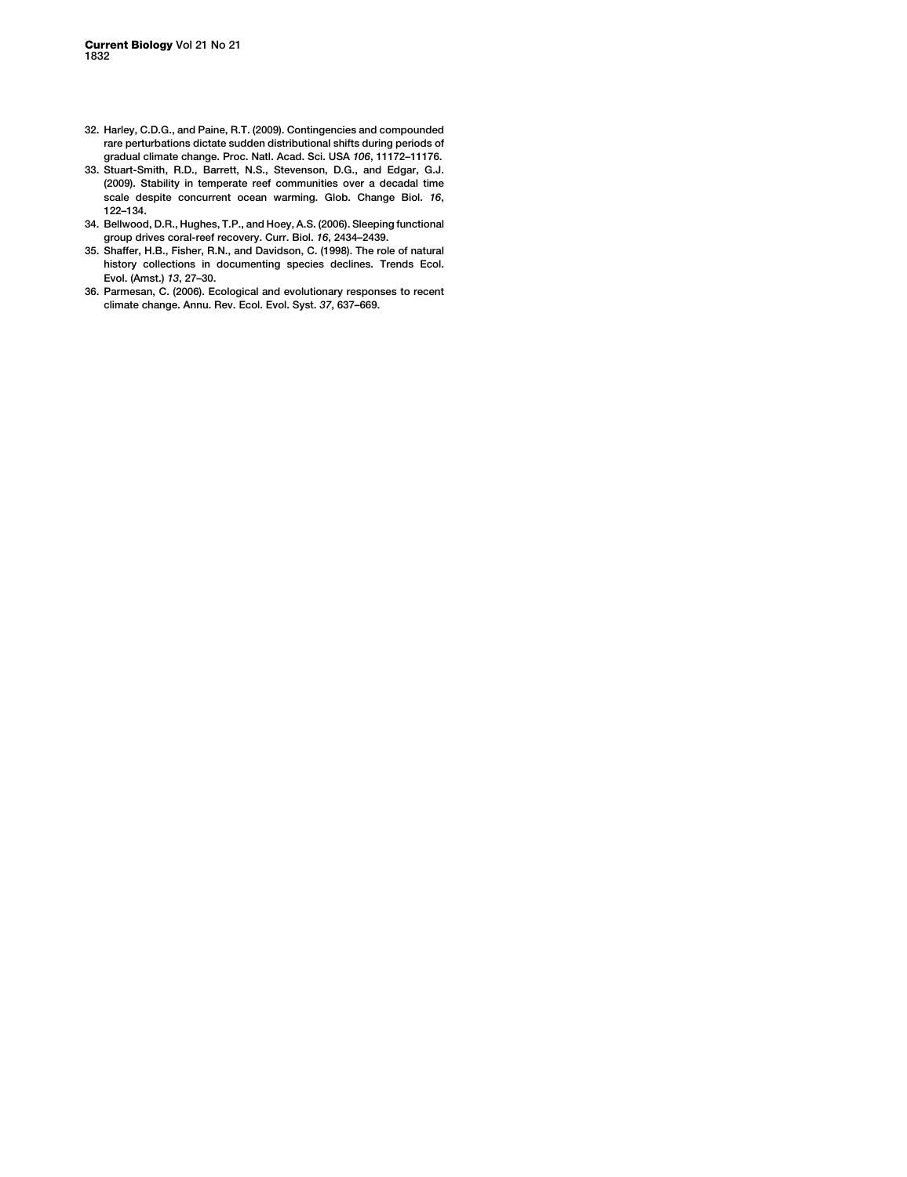32. Harley, C.D.G., and Paine, R.T. (2009). Contingencies and compounded rare perturbations dictate sudden distributional shifts during periods of gradual climate change. Proc. Natl. Acad. Sci. USA *106*, 11172–11176.
33. Stuart-Smith, R.D., Barrett, N.S., Stevenson, D.G., and Edgar, G.J. (2009). Stability in temperate reef communities over a decadal time scale despite concurrent ocean warming. Glob. Change Biol. *16*, 122–134.
34. Bellwood, D.R., Hughes, T.P., and Hoey, A.S. (2006). Sleeping functional group drives coral-reef recovery. Curr. Biol. *16*, 2434–2439.
35. Shaffer, H.B., Fisher, R.N., and Davidson, C. (1998). The role of natural history collections in documenting species declines. Trends Ecol. Evol. (Amst.) *13*, 27–30.
36. Parmesan, C. (2006). Ecological and evolutionary responses to recent climate change. Annu. Rev. Ecol. Evol. Syst. *37*, 637–669.